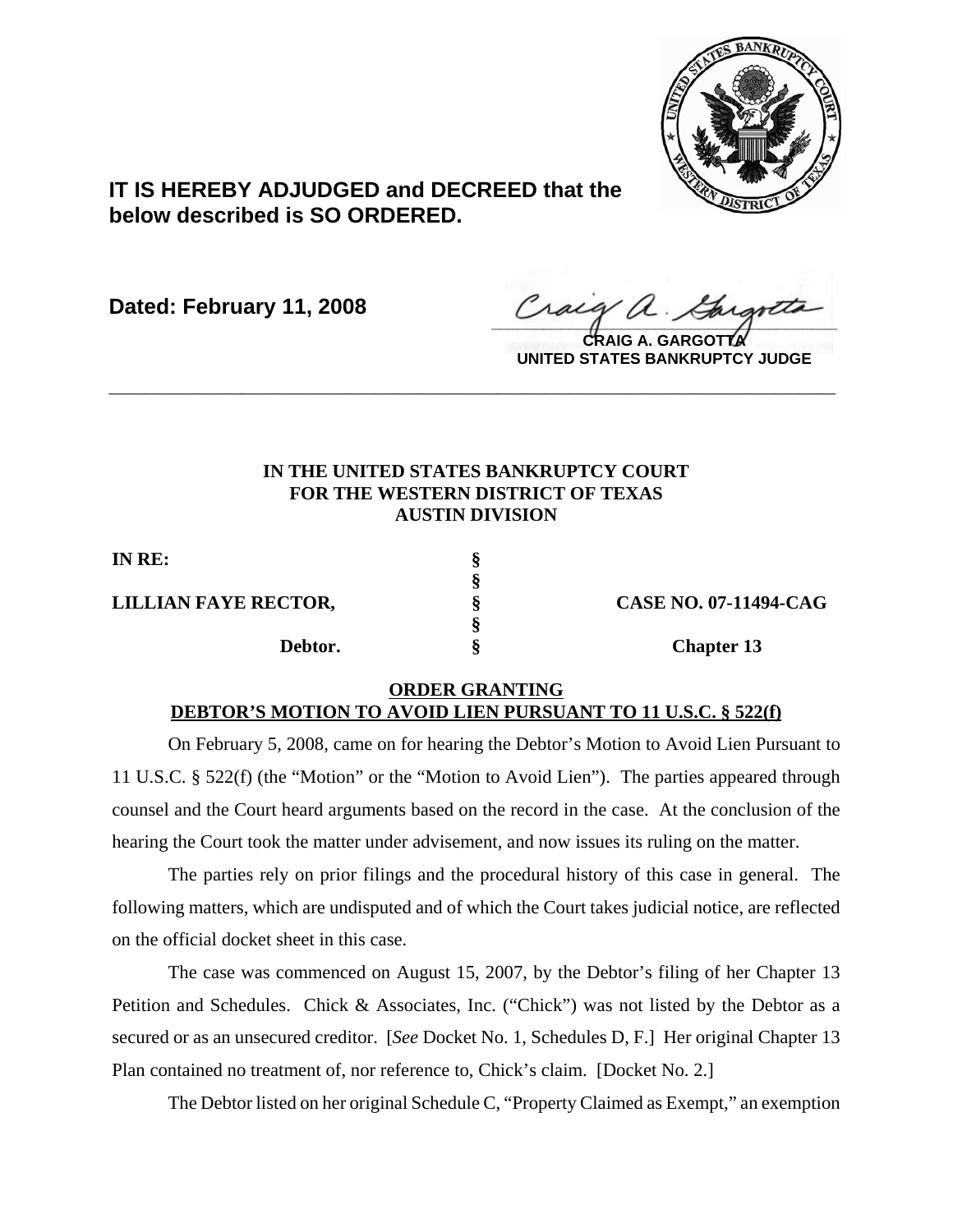**IT IS HEREBY ADJUDGED and DECREED that the below described is SO ORDERED.**

**Dated: February 11, 2008**

**CRAIG A. GARGOTTA**
**UNITED STATES BANKRUPTCY JUDGE**

---

**IN THE UNITED STATES BANKRUPTCY COURT**
**FOR THE WESTERN DISTRICT OF TEXAS**
**AUSTIN DIVISION**

| | | |
|---|---|---|
| **IN RE:** | § | |
| | § | |
| **LILLIAN FAYE RECTOR,** | § | **CASE NO. 07-11494-CAG** |
| | § | |
| **Debtor.** | § | **Chapter 13** |

**ORDER GRANTING**
**DEBTOR'S MOTION TO AVOID LIEN PURSUANT TO 11 U.S.C. § 522(f)**

On February 5, 2008, came on for hearing the Debtor's Motion to Avoid Lien Pursuant to 11 U.S.C. § 522(f) (the "Motion" or the "Motion to Avoid Lien"). The parties appeared through counsel and the Court heard arguments based on the record in the case. At the conclusion of the hearing the Court took the matter under advisement, and now issues its ruling on the matter.

The parties rely on prior filings and the procedural history of this case in general. The following matters, which are undisputed and of which the Court takes judicial notice, are reflected on the official docket sheet in this case.

The case was commenced on August 15, 2007, by the Debtor's filing of her Chapter 13 Petition and Schedules. Chick & Associates, Inc. ("Chick") was not listed by the Debtor as a secured or as an unsecured creditor. [*See* Docket No. 1, Schedules D, F.] Her original Chapter 13 Plan contained no treatment of, nor reference to, Chick's claim. [Docket No. 2.]

The Debtor listed on her original Schedule C, "Property Claimed as Exempt," an exemption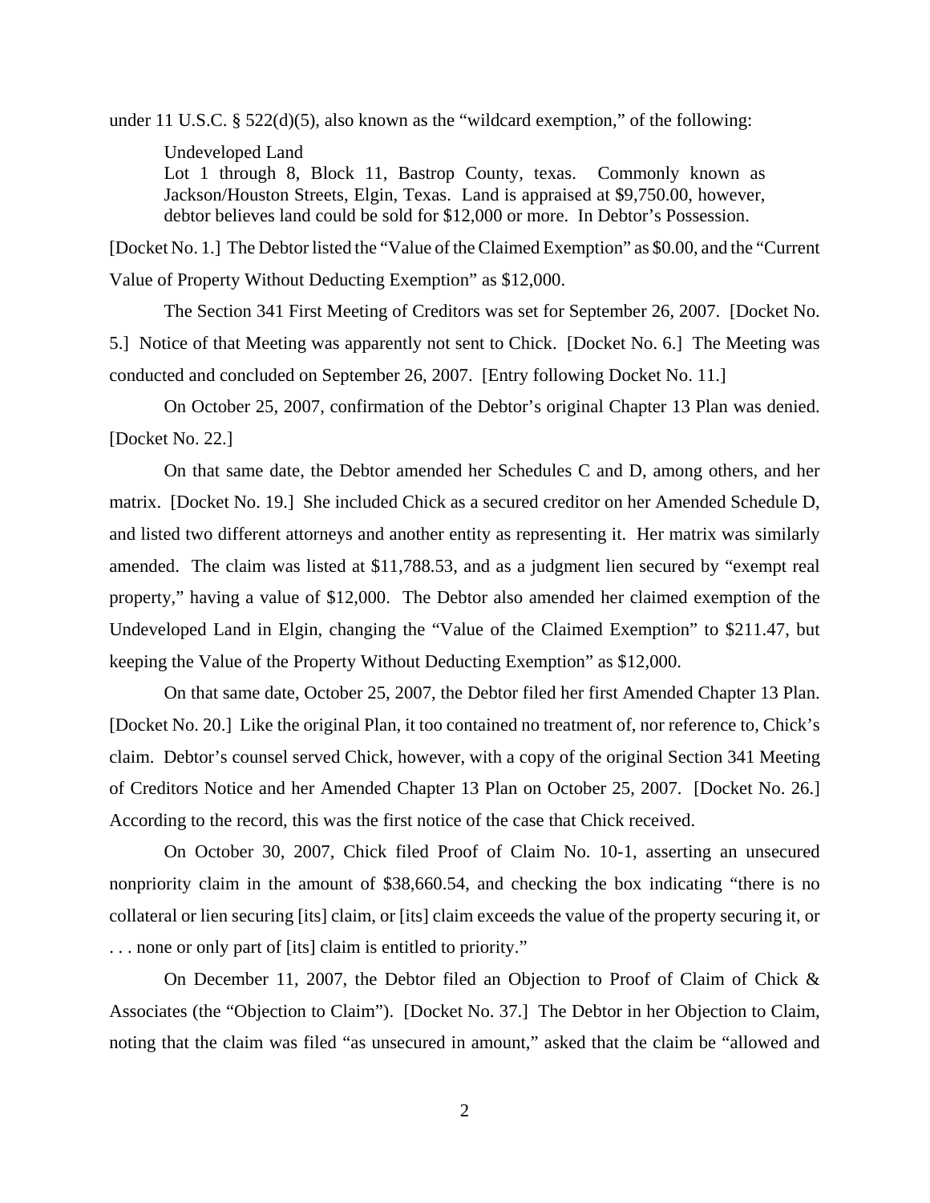under 11 U.S.C. § 522(d)(5), also known as the "wildcard exemption," of the following:

> Undeveloped Land
> Lot 1 through 8, Block 11, Bastrop County, texas. Commonly known as Jackson/Houston Streets, Elgin, Texas. Land is appraised at $9,750.00, however, debtor believes land could be sold for $12,000 or more. In Debtor's Possession.

[Docket No. 1.] The Debtor listed the "Value of the Claimed Exemption" as $0.00, and the "Current Value of Property Without Deducting Exemption" as $12,000.

The Section 341 First Meeting of Creditors was set for September 26, 2007. [Docket No. 5.] Notice of that Meeting was apparently not sent to Chick. [Docket No. 6.] The Meeting was conducted and concluded on September 26, 2007. [Entry following Docket No. 11.]

On October 25, 2007, confirmation of the Debtor's original Chapter 13 Plan was denied. [Docket No. 22.]

On that same date, the Debtor amended her Schedules C and D, among others, and her matrix. [Docket No. 19.] She included Chick as a secured creditor on her Amended Schedule D, and listed two different attorneys and another entity as representing it. Her matrix was similarly amended. The claim was listed at $11,788.53, and as a judgment lien secured by "exempt real property," having a value of $12,000. The Debtor also amended her claimed exemption of the Undeveloped Land in Elgin, changing the "Value of the Claimed Exemption" to $211.47, but keeping the Value of the Property Without Deducting Exemption" as $12,000.

On that same date, October 25, 2007, the Debtor filed her first Amended Chapter 13 Plan. [Docket No. 20.] Like the original Plan, it too contained no treatment of, nor reference to, Chick's claim. Debtor's counsel served Chick, however, with a copy of the original Section 341 Meeting of Creditors Notice and her Amended Chapter 13 Plan on October 25, 2007. [Docket No. 26.] According to the record, this was the first notice of the case that Chick received.

On October 30, 2007, Chick filed Proof of Claim No. 10-1, asserting an unsecured nonpriority claim in the amount of $38,660.54, and checking the box indicating "there is no collateral or lien securing [its] claim, or [its] claim exceeds the value of the property securing it, or . . . none or only part of [its] claim is entitled to priority."

On December 11, 2007, the Debtor filed an Objection to Proof of Claim of Chick & Associates (the "Objection to Claim"). [Docket No. 37.] The Debtor in her Objection to Claim, noting that the claim was filed "as unsecured in amount," asked that the claim be "allowed and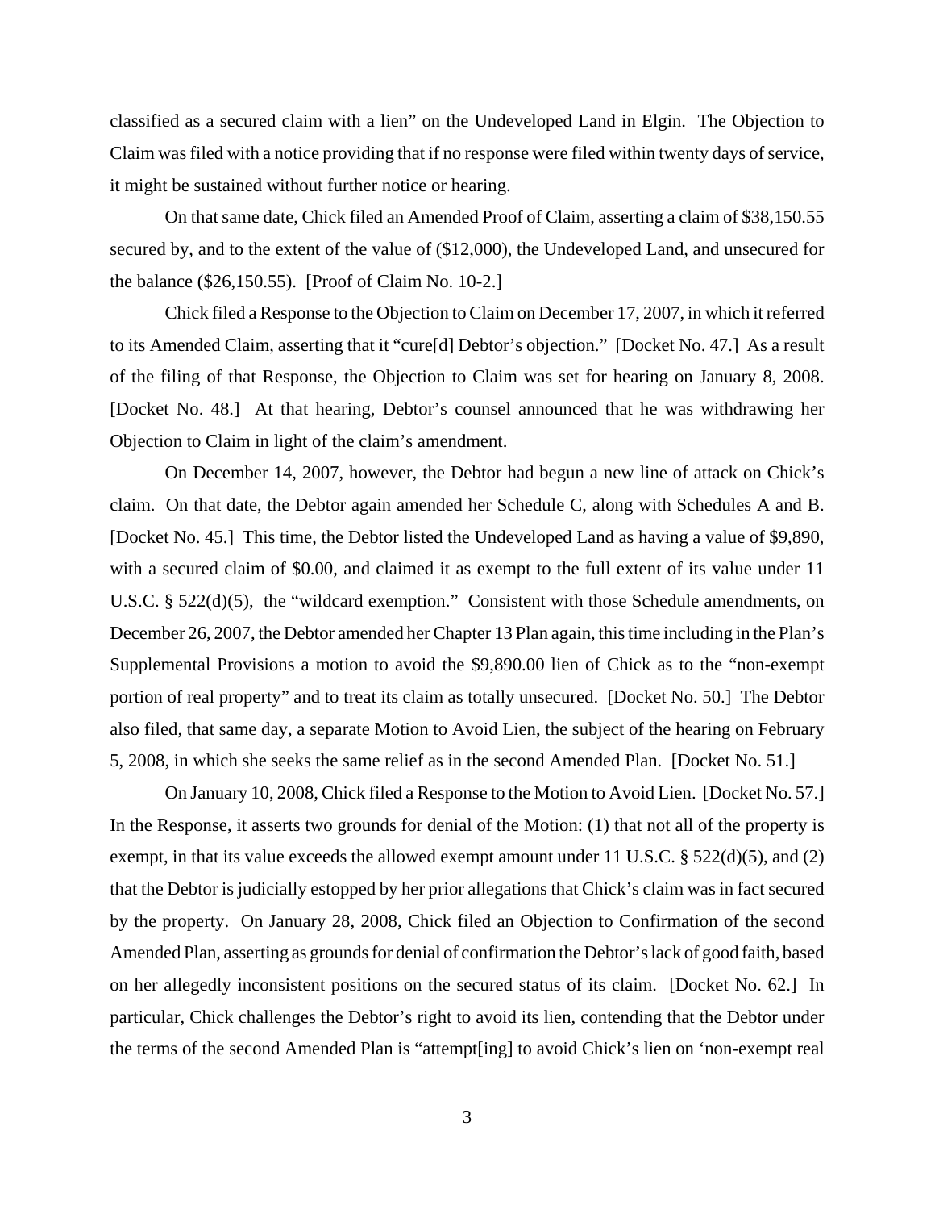classified as a secured claim with a lien" on the Undeveloped Land in Elgin. The Objection to Claim was filed with a notice providing that if no response were filed within twenty days of service, it might be sustained without further notice or hearing.

On that same date, Chick filed an Amended Proof of Claim, asserting a claim of $38,150.55 secured by, and to the extent of the value of ($12,000), the Undeveloped Land, and unsecured for the balance ($26,150.55). [Proof of Claim No. 10-2.]

Chick filed a Response to the Objection to Claim on December 17, 2007, in which it referred to its Amended Claim, asserting that it "cure[d] Debtor's objection." [Docket No. 47.] As a result of the filing of that Response, the Objection to Claim was set for hearing on January 8, 2008. [Docket No. 48.] At that hearing, Debtor's counsel announced that he was withdrawing her Objection to Claim in light of the claim's amendment.

On December 14, 2007, however, the Debtor had begun a new line of attack on Chick's claim. On that date, the Debtor again amended her Schedule C, along with Schedules A and B. [Docket No. 45.] This time, the Debtor listed the Undeveloped Land as having a value of $9,890, with a secured claim of $0.00, and claimed it as exempt to the full extent of its value under 11 U.S.C. § 522(d)(5), the "wildcard exemption." Consistent with those Schedule amendments, on December 26, 2007, the Debtor amended her Chapter 13 Plan again, this time including in the Plan's Supplemental Provisions a motion to avoid the $9,890.00 lien of Chick as to the "non-exempt portion of real property" and to treat its claim as totally unsecured. [Docket No. 50.] The Debtor also filed, that same day, a separate Motion to Avoid Lien, the subject of the hearing on February 5, 2008, in which she seeks the same relief as in the second Amended Plan. [Docket No. 51.]

On January 10, 2008, Chick filed a Response to the Motion to Avoid Lien. [Docket No. 57.] In the Response, it asserts two grounds for denial of the Motion: (1) that not all of the property is exempt, in that its value exceeds the allowed exempt amount under 11 U.S.C. § 522(d)(5), and (2) that the Debtor is judicially estopped by her prior allegations that Chick's claim was in fact secured by the property. On January 28, 2008, Chick filed an Objection to Confirmation of the second Amended Plan, asserting as grounds for denial of confirmation the Debtor's lack of good faith, based on her allegedly inconsistent positions on the secured status of its claim. [Docket No. 62.] In particular, Chick challenges the Debtor's right to avoid its lien, contending that the Debtor under the terms of the second Amended Plan is "attempt[ing] to avoid Chick's lien on 'non-exempt real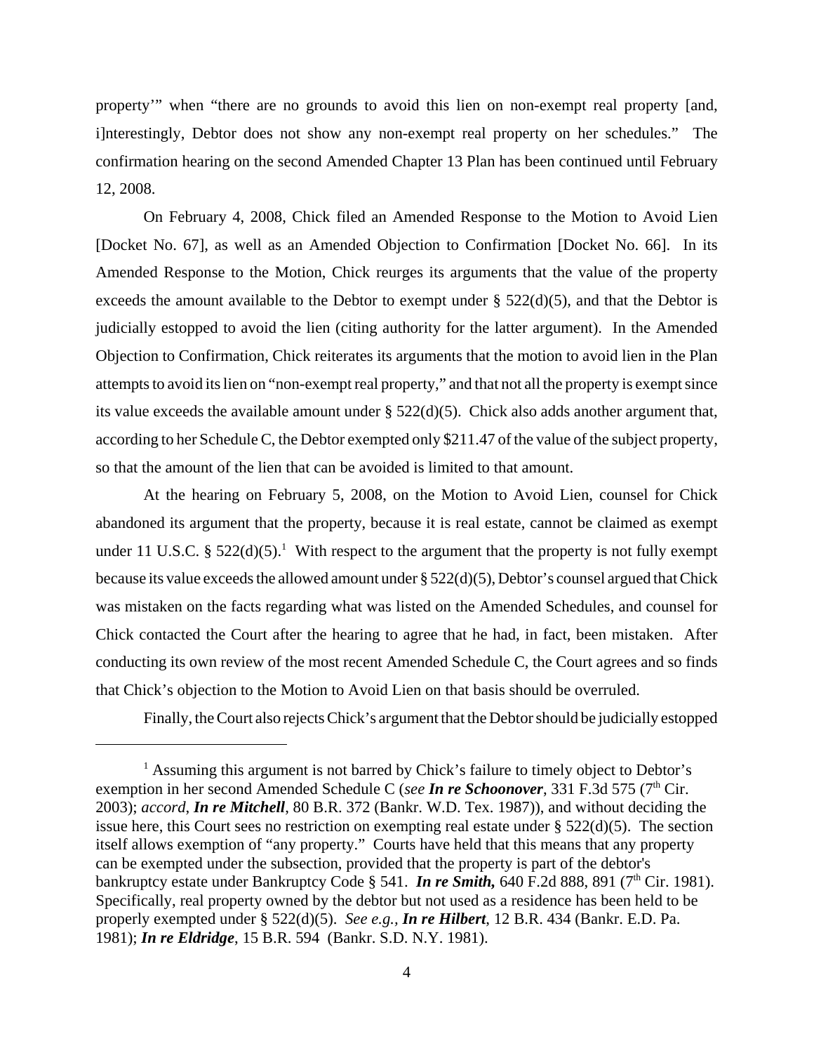property'" when "there are no grounds to avoid this lien on non-exempt real property [and, i]nterestingly, Debtor does not show any non-exempt real property on her schedules." The confirmation hearing on the second Amended Chapter 13 Plan has been continued until February 12, 2008.

On February 4, 2008, Chick filed an Amended Response to the Motion to Avoid Lien [Docket No. 67], as well as an Amended Objection to Confirmation [Docket No. 66]. In its Amended Response to the Motion, Chick reurges its arguments that the value of the property exceeds the amount available to the Debtor to exempt under § 522(d)(5), and that the Debtor is judicially estopped to avoid the lien (citing authority for the latter argument). In the Amended Objection to Confirmation, Chick reiterates its arguments that the motion to avoid lien in the Plan attempts to avoid its lien on "non-exempt real property," and that not all the property is exempt since its value exceeds the available amount under § 522(d)(5). Chick also adds another argument that, according to her Schedule C, the Debtor exempted only $211.47 of the value of the subject property, so that the amount of the lien that can be avoided is limited to that amount.

At the hearing on February 5, 2008, on the Motion to Avoid Lien, counsel for Chick abandoned its argument that the property, because it is real estate, cannot be claimed as exempt under 11 U.S.C. § 522(d)(5).[1] With respect to the argument that the property is not fully exempt because its value exceeds the allowed amount under § 522(d)(5), Debtor's counsel argued that Chick was mistaken on the facts regarding what was listed on the Amended Schedules, and counsel for Chick contacted the Court after the hearing to agree that he had, in fact, been mistaken. After conducting its own review of the most recent Amended Schedule C, the Court agrees and so finds that Chick's objection to the Motion to Avoid Lien on that basis should be overruled.

Finally, the Court also rejects Chick's argument that the Debtor should be judicially estopped

---

[1] Assuming this argument is not barred by Chick's failure to timely object to Debtor's exemption in her second Amended Schedule C (*see* ***In re Schoonover***, 331 F.3d 575 (7th Cir. 2003); *accord*, ***In re Mitchell***, 80 B.R. 372 (Bankr. W.D. Tex. 1987)), and without deciding the issue here, this Court sees no restriction on exempting real estate under § 522(d)(5). The section itself allows exemption of "any property." Courts have held that this means that any property can be exempted under the subsection, provided that the property is part of the debtor's bankruptcy estate under Bankruptcy Code § 541. ***In re Smith,*** 640 F.2d 888, 891 (7th Cir. 1981). Specifically, real property owned by the debtor but not used as a residence has been held to be properly exempted under § 522(d)(5). *See e.g.*, ***In re Hilbert***, 12 B.R. 434 (Bankr. E.D. Pa. 1981); ***In re Eldridge***, 15 B.R. 594 (Bankr. S.D. N.Y. 1981).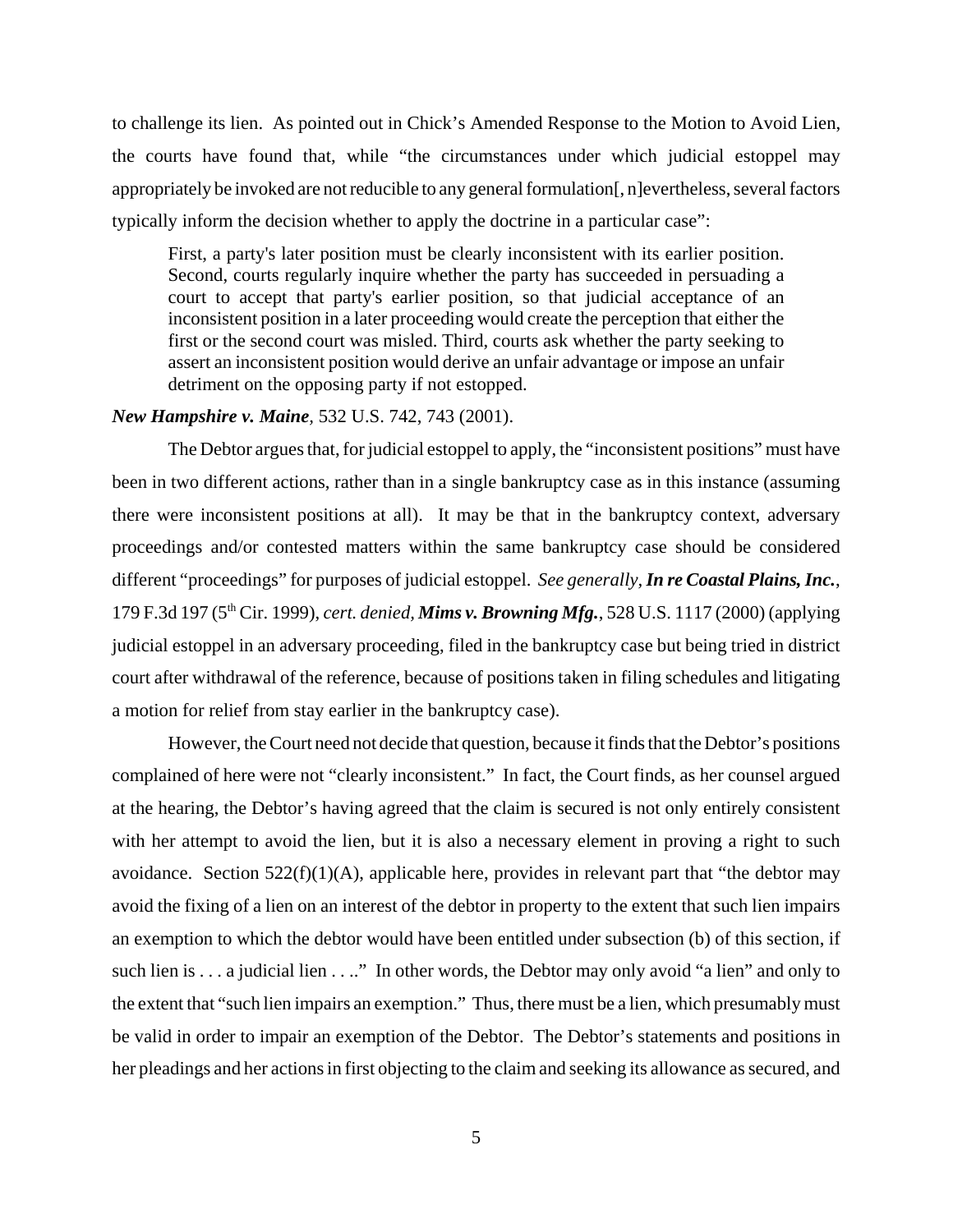to challenge its lien. As pointed out in Chick's Amended Response to the Motion to Avoid Lien, the courts have found that, while "the circumstances under which judicial estoppel may appropriately be invoked are not reducible to any general formulation[, n]evertheless, several factors typically inform the decision whether to apply the doctrine in a particular case":

> First, a party's later position must be clearly inconsistent with its earlier position. Second, courts regularly inquire whether the party has succeeded in persuading a court to accept that party's earlier position, so that judicial acceptance of an inconsistent position in a later proceeding would create the perception that either the first or the second court was misled. Third, courts ask whether the party seeking to assert an inconsistent position would derive an unfair advantage or impose an unfair detriment on the opposing party if not estopped.

***New Hampshire v. Maine***, 532 U.S. 742, 743 (2001).

The Debtor argues that, for judicial estoppel to apply, the "inconsistent positions" must have been in two different actions, rather than in a single bankruptcy case as in this instance (assuming there were inconsistent positions at all). It may be that in the bankruptcy context, adversary proceedings and/or contested matters within the same bankruptcy case should be considered different "proceedings" for purposes of judicial estoppel. *See generally,* ***In re Coastal Plains, Inc.***, 179 F.3d 197 (5th Cir. 1999), *cert. denied,* ***Mims v. Browning Mfg.***, 528 U.S. 1117 (2000) (applying judicial estoppel in an adversary proceeding, filed in the bankruptcy case but being tried in district court after withdrawal of the reference, because of positions taken in filing schedules and litigating a motion for relief from stay earlier in the bankruptcy case).

However, the Court need not decide that question, because it finds that the Debtor's positions complained of here were not "clearly inconsistent." In fact, the Court finds, as her counsel argued at the hearing, the Debtor's having agreed that the claim is secured is not only entirely consistent with her attempt to avoid the lien, but it is also a necessary element in proving a right to such avoidance. Section 522(f)(1)(A), applicable here, provides in relevant part that "the debtor may avoid the fixing of a lien on an interest of the debtor in property to the extent that such lien impairs an exemption to which the debtor would have been entitled under subsection (b) of this section, if such lien is . . . a judicial lien . . .." In other words, the Debtor may only avoid "a lien" and only to the extent that "such lien impairs an exemption." Thus, there must be a lien, which presumably must be valid in order to impair an exemption of the Debtor. The Debtor's statements and positions in her pleadings and her actions in first objecting to the claim and seeking its allowance as secured, and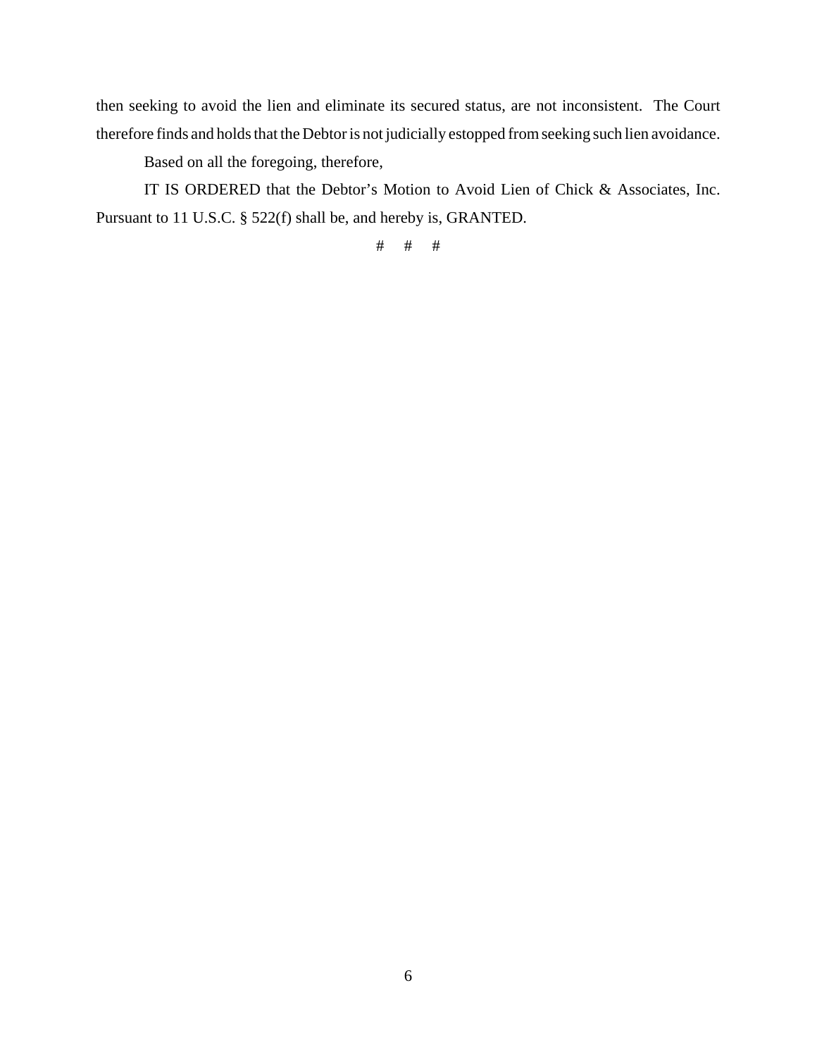then seeking to avoid the lien and eliminate its secured status, are not inconsistent. The Court therefore finds and holds that the Debtor is not judicially estopped from seeking such lien avoidance.

Based on all the foregoing, therefore,

IT IS ORDERED that the Debtor's Motion to Avoid Lien of Chick & Associates, Inc. Pursuant to 11 U.S.C. § 522(f) shall be, and hereby is, GRANTED.

# # #